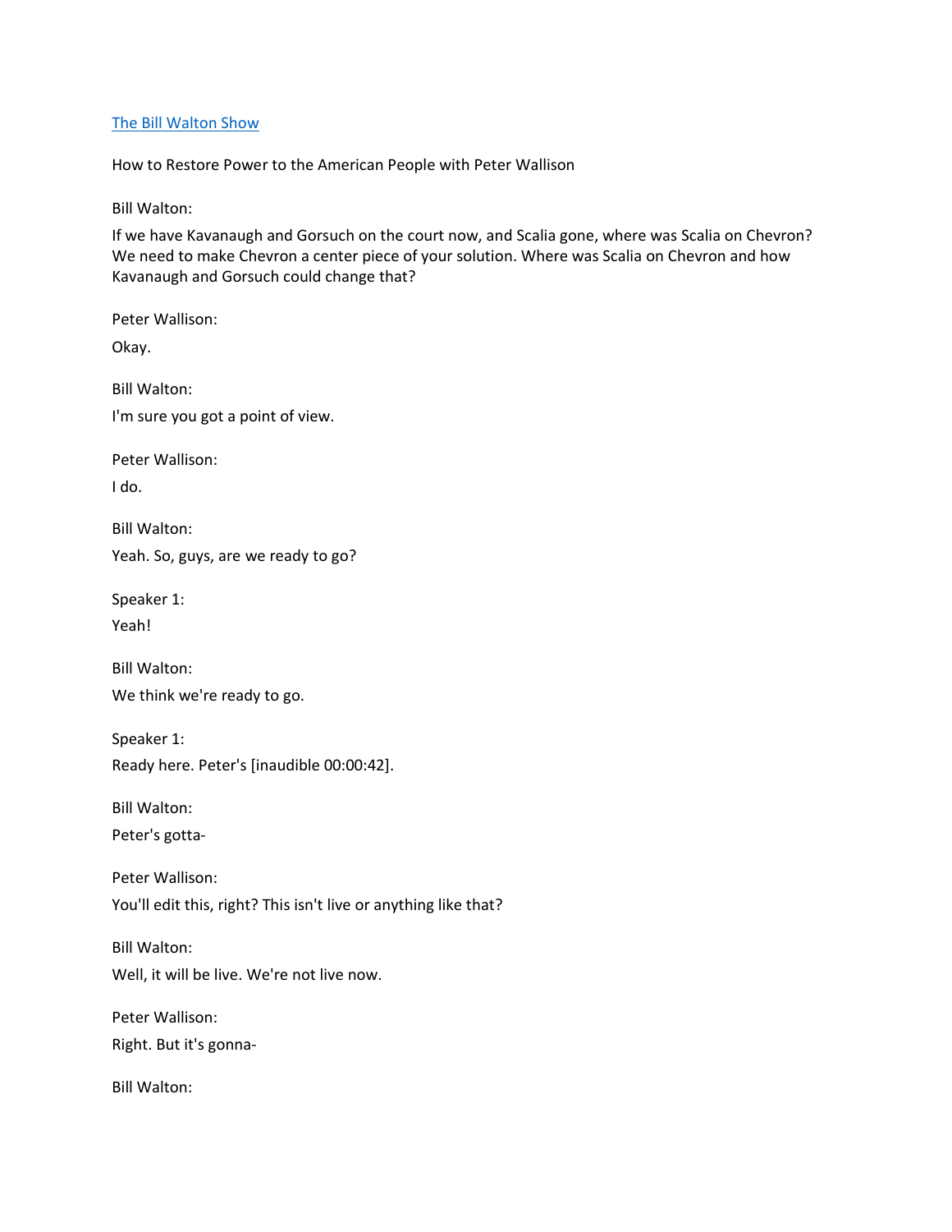[The Bill Walton Show]

How to Restore Power to the American People with Peter Wallison

Bill Walton:

If we have Kavanaugh and Gorsuch on the court now, and Scalia gone, where was Scalia on Chevron? We need to make Chevron a center piece of your solution. Where was Scalia on Chevron and how Kavanaugh and Gorsuch could change that?

Peter Wallison:

Okay.

Bill Walton:

I'm sure you got a point of view.

Peter Wallison:

I do.

Bill Walton:

Yeah. So, guys, are we ready to go?

Speaker 1:

Yeah!

Bill Walton:

We think we're ready to go.

Speaker 1:

Ready here. Peter's [inaudible 00:00:42].

Bill Walton:

Peter's gotta-

Peter Wallison:

You'll edit this, right? This isn't live or anything like that?

Bill Walton:

Well, it will be live. We're not live now.

Peter Wallison:

Right. But it's gonna-

Bill Walton: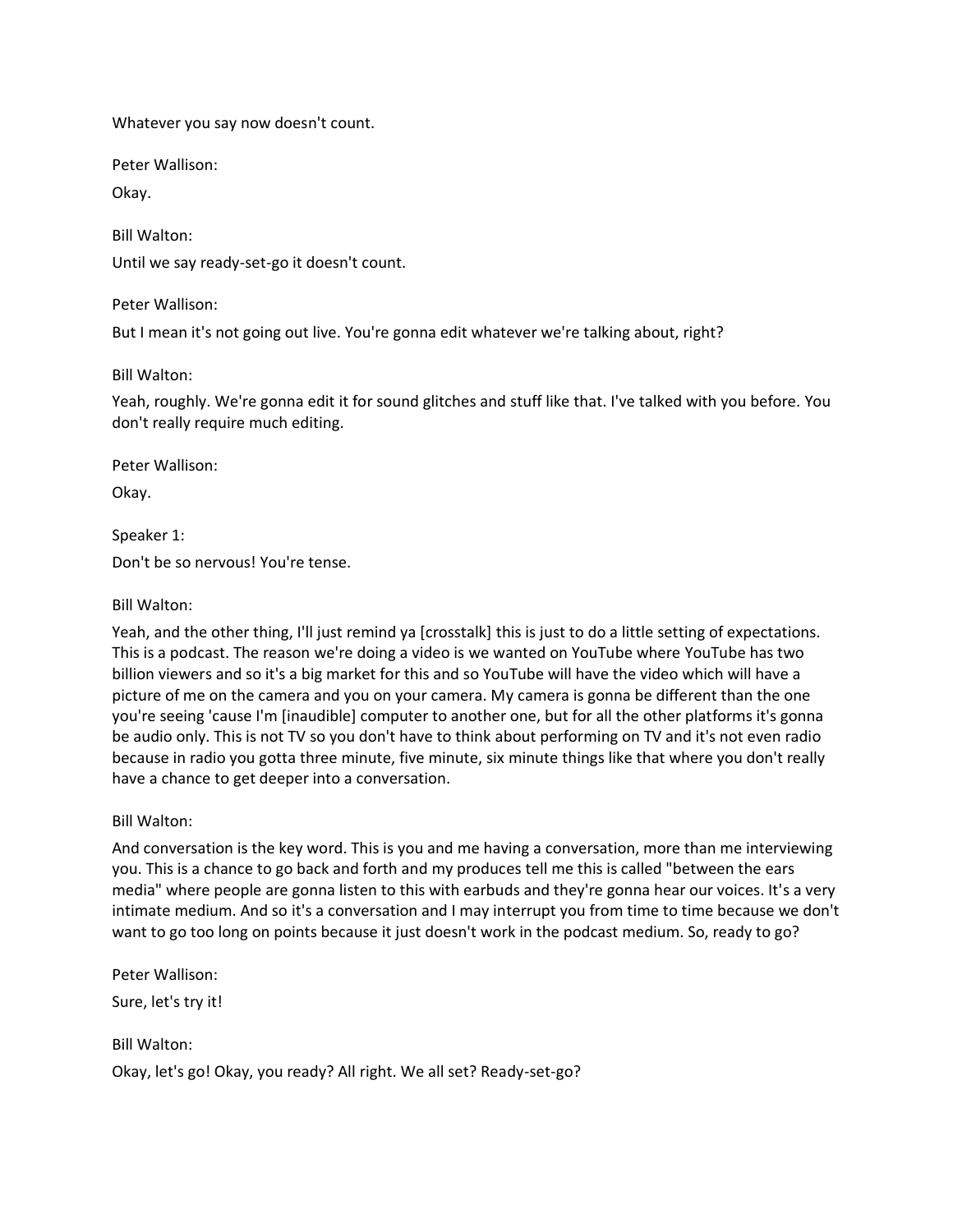Whatever you say now doesn't count.

Peter Wallison:

Okay.

Bill Walton:

Until we say ready-set-go it doesn't count.

Peter Wallison:

But I mean it's not going out live. You're gonna edit whatever we're talking about, right?

Bill Walton:

Yeah, roughly. We're gonna edit it for sound glitches and stuff like that. I've talked with you before. You don't really require much editing.

Peter Wallison:

Okay.

Speaker 1:

Don't be so nervous! You're tense.

Bill Walton:

Yeah, and the other thing, I'll just remind ya [crosstalk] this is just to do a little setting of expectations. This is a podcast. The reason we're doing a video is we wanted on YouTube where YouTube has two billion viewers and so it's a big market for this and so YouTube will have the video which will have a picture of me on the camera and you on your camera. My camera is gonna be different than the one you're seeing 'cause I'm [inaudible] computer to another one, but for all the other platforms it's gonna be audio only. This is not TV so you don't have to think about performing on TV and it's not even radio because in radio you gotta three minute, five minute, six minute things like that where you don't really have a chance to get deeper into a conversation.

Bill Walton:

And conversation is the key word. This is you and me having a conversation, more than me interviewing you. This is a chance to go back and forth and my produces tell me this is called "between the ears media" where people are gonna listen to this with earbuds and they're gonna hear our voices. It's a very intimate medium. And so it's a conversation and I may interrupt you from time to time because we don't want to go too long on points because it just doesn't work in the podcast medium. So, ready to go?

Peter Wallison:

Sure, let's try it!

Bill Walton:

Okay, let's go! Okay, you ready? All right. We all set? Ready-set-go?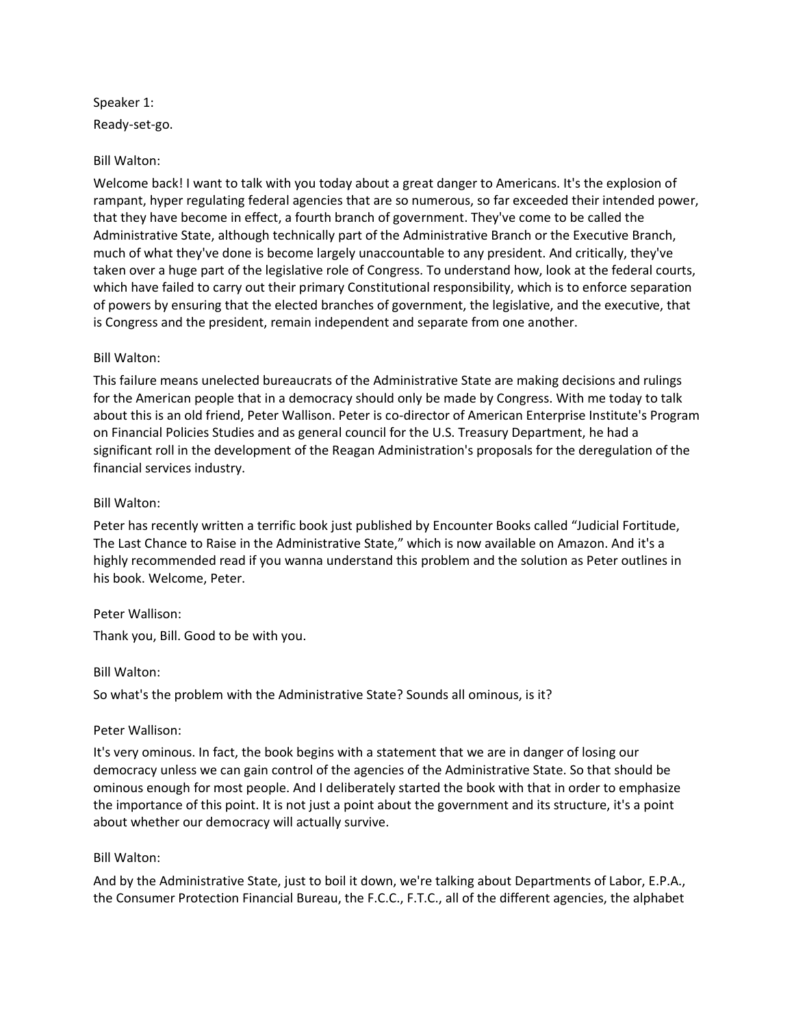Speaker 1:

Ready-set-go.

Bill Walton:

Welcome back! I want to talk with you today about a great danger to Americans. It's the explosion of rampant, hyper regulating federal agencies that are so numerous, so far exceeded their intended power, that they have become in effect, a fourth branch of government. They've come to be called the Administrative State, although technically part of the Administrative Branch or the Executive Branch, much of what they've done is become largely unaccountable to any president. And critically, they've taken over a huge part of the legislative role of Congress. To understand how, look at the federal courts, which have failed to carry out their primary Constitutional responsibility, which is to enforce separation of powers by ensuring that the elected branches of government, the legislative, and the executive, that is Congress and the president, remain independent and separate from one another.

Bill Walton:

This failure means unelected bureaucrats of the Administrative State are making decisions and rulings for the American people that in a democracy should only be made by Congress. With me today to talk about this is an old friend, Peter Wallison. Peter is co-director of American Enterprise Institute's Program on Financial Policies Studies and as general council for the U.S. Treasury Department, he had a significant roll in the development of the Reagan Administration's proposals for the deregulation of the financial services industry.

Bill Walton:

Peter has recently written a terrific book just published by Encounter Books called "Judicial Fortitude, The Last Chance to Raise in the Administrative State," which is now available on Amazon. And it's a highly recommended read if you wanna understand this problem and the solution as Peter outlines in his book. Welcome, Peter.

Peter Wallison:

Thank you, Bill. Good to be with you.

Bill Walton:

So what's the problem with the Administrative State? Sounds all ominous, is it?

Peter Wallison:

It's very ominous. In fact, the book begins with a statement that we are in danger of losing our democracy unless we can gain control of the agencies of the Administrative State. So that should be ominous enough for most people. And I deliberately started the book with that in order to emphasize the importance of this point. It is not just a point about the government and its structure, it's a point about whether our democracy will actually survive.

Bill Walton:

And by the Administrative State, just to boil it down, we're talking about Departments of Labor, E.P.A., the Consumer Protection Financial Bureau, the F.C.C., F.T.C., all of the different agencies, the alphabet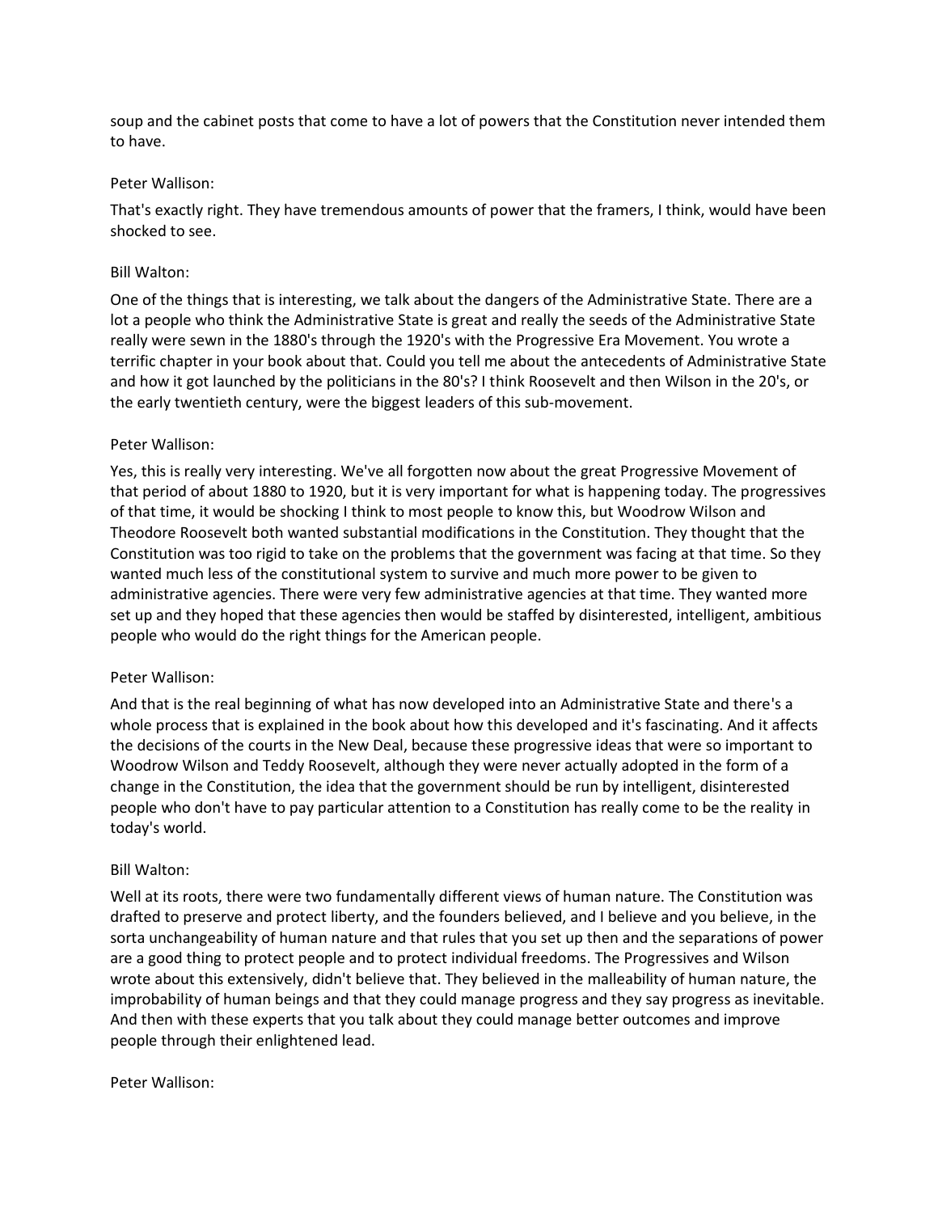soup and the cabinet posts that come to have a lot of powers that the Constitution never intended them to have.

Peter Wallison:

That's exactly right. They have tremendous amounts of power that the framers, I think, would have been shocked to see.

Bill Walton:

One of the things that is interesting, we talk about the dangers of the Administrative State. There are a lot a people who think the Administrative State is great and really the seeds of the Administrative State really were sewn in the 1880's through the 1920's with the Progressive Era Movement. You wrote a terrific chapter in your book about that. Could you tell me about the antecedents of Administrative State and how it got launched by the politicians in the 80's? I think Roosevelt and then Wilson in the 20's, or the early twentieth century, were the biggest leaders of this sub-movement.

Peter Wallison:

Yes, this is really very interesting. We've all forgotten now about the great Progressive Movement of that period of about 1880 to 1920, but it is very important for what is happening today. The progressives of that time, it would be shocking I think to most people to know this, but Woodrow Wilson and Theodore Roosevelt both wanted substantial modifications in the Constitution. They thought that the Constitution was too rigid to take on the problems that the government was facing at that time. So they wanted much less of the constitutional system to survive and much more power to be given to administrative agencies. There were very few administrative agencies at that time. They wanted more set up and they hoped that these agencies then would be staffed by disinterested, intelligent, ambitious people who would do the right things for the American people.

Peter Wallison:

And that is the real beginning of what has now developed into an Administrative State and there's a whole process that is explained in the book about how this developed and it's fascinating. And it affects the decisions of the courts in the New Deal, because these progressive ideas that were so important to Woodrow Wilson and Teddy Roosevelt, although they were never actually adopted in the form of a change in the Constitution, the idea that the government should be run by intelligent, disinterested people who don't have to pay particular attention to a Constitution has really come to be the reality in today's world.

Bill Walton:

Well at its roots, there were two fundamentally different views of human nature. The Constitution was drafted to preserve and protect liberty, and the founders believed, and I believe and you believe, in the sorta unchangeability of human nature and that rules that you set up then and the separations of power are a good thing to protect people and to protect individual freedoms. The Progressives and Wilson wrote about this extensively, didn't believe that. They believed in the malleability of human nature, the improbability of human beings and that they could manage progress and they say progress as inevitable. And then with these experts that you talk about they could manage better outcomes and improve people through their enlightened lead.

Peter Wallison: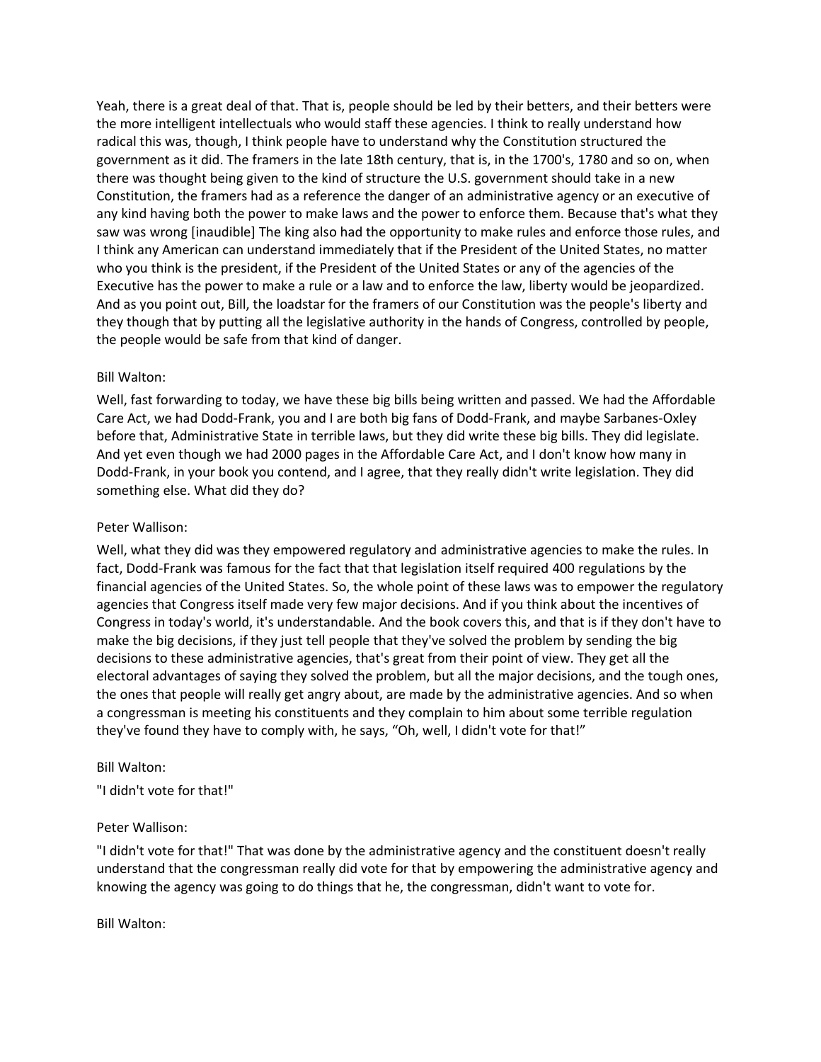Yeah, there is a great deal of that. That is, people should be led by their betters, and their betters were the more intelligent intellectuals who would staff these agencies. I think to really understand how radical this was, though, I think people have to understand why the Constitution structured the government as it did. The framers in the late 18th century, that is, in the 1700's, 1780 and so on, when there was thought being given to the kind of structure the U.S. government should take in a new Constitution, the framers had as a reference the danger of an administrative agency or an executive of any kind having both the power to make laws and the power to enforce them. Because that's what they saw was wrong [inaudible] The king also had the opportunity to make rules and enforce those rules, and I think any American can understand immediately that if the President of the United States, no matter who you think is the president, if the President of the United States or any of the agencies of the Executive has the power to make a rule or a law and to enforce the law, liberty would be jeopardized. And as you point out, Bill, the loadstar for the framers of our Constitution was the people's liberty and they though that by putting all the legislative authority in the hands of Congress, controlled by people, the people would be safe from that kind of danger.

Bill Walton:

Well, fast forwarding to today, we have these big bills being written and passed. We had the Affordable Care Act, we had Dodd-Frank, you and I are both big fans of Dodd-Frank, and maybe Sarbanes-Oxley before that, Administrative State in terrible laws, but they did write these big bills. They did legislate. And yet even though we had 2000 pages in the Affordable Care Act, and I don't know how many in Dodd-Frank, in your book you contend, and I agree, that they really didn't write legislation. They did something else. What did they do?

Peter Wallison:

Well, what they did was they empowered regulatory and administrative agencies to make the rules. In fact, Dodd-Frank was famous for the fact that that legislation itself required 400 regulations by the financial agencies of the United States. So, the whole point of these laws was to empower the regulatory agencies that Congress itself made very few major decisions. And if you think about the incentives of Congress in today's world, it's understandable. And the book covers this, and that is if they don't have to make the big decisions, if they just tell people that they've solved the problem by sending the big decisions to these administrative agencies, that's great from their point of view. They get all the electoral advantages of saying they solved the problem, but all the major decisions, and the tough ones, the ones that people will really get angry about, are made by the administrative agencies. And so when a congressman is meeting his constituents and they complain to him about some terrible regulation they've found they have to comply with, he says, “Oh, well, I didn't vote for that!”

Bill Walton:

"I didn't vote for that!"

Peter Wallison:

"I didn't vote for that!" That was done by the administrative agency and the constituent doesn't really understand that the congressman really did vote for that by empowering the administrative agency and knowing the agency was going to do things that he, the congressman, didn't want to vote for.

Bill Walton: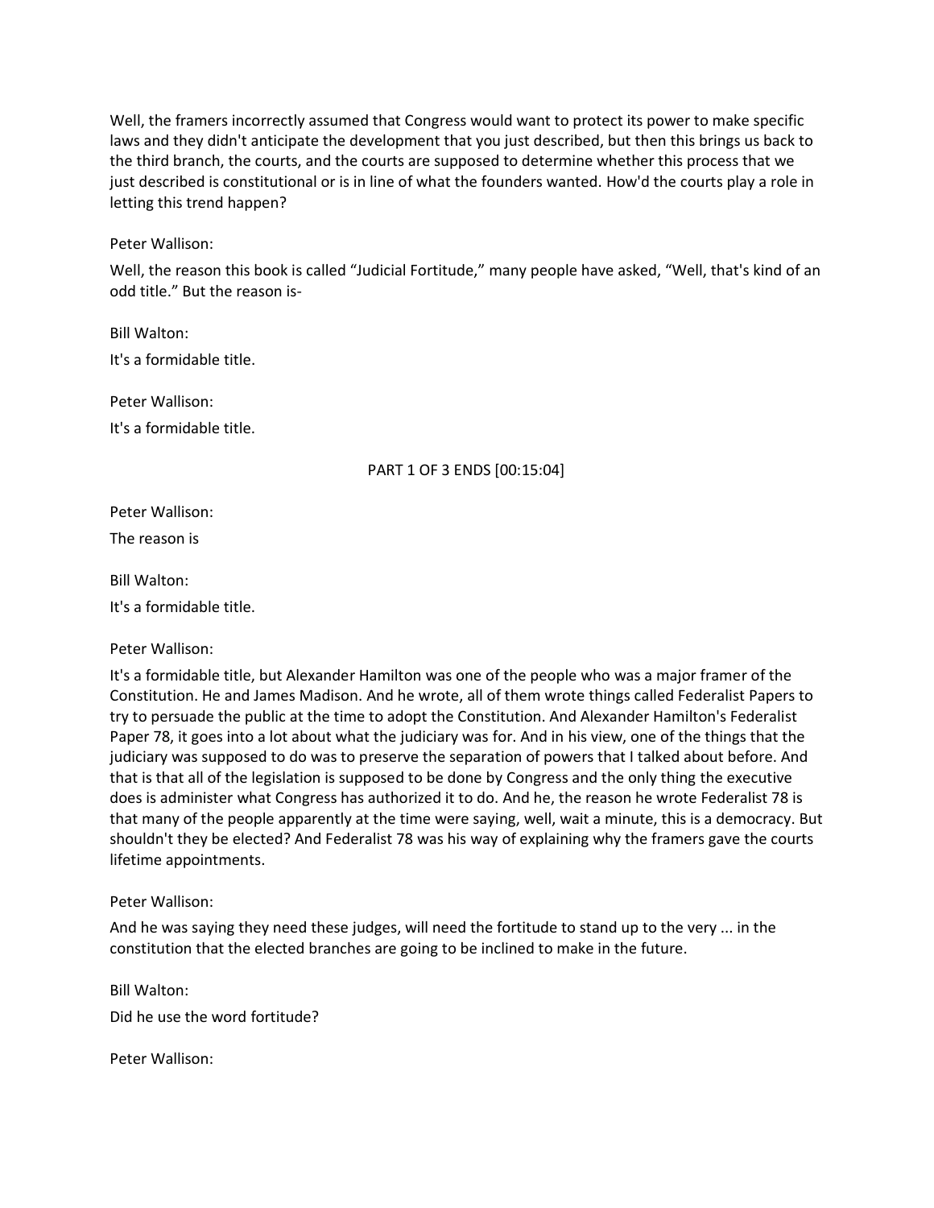Well, the framers incorrectly assumed that Congress would want to protect its power to make specific laws and they didn't anticipate the development that you just described, but then this brings us back to the third branch, the courts, and the courts are supposed to determine whether this process that we just described is constitutional or is in line of what the founders wanted. How'd the courts play a role in letting this trend happen?

Peter Wallison:

Well, the reason this book is called "Judicial Fortitude," many people have asked, "Well, that's kind of an odd title." But the reason is-

Bill Walton:

It's a formidable title.

Peter Wallison:

It's a formidable title.

PART 1 OF 3 ENDS [00:15:04]

Peter Wallison:

The reason is

Bill Walton:

It's a formidable title.

Peter Wallison:

It's a formidable title, but Alexander Hamilton was one of the people who was a major framer of the Constitution. He and James Madison. And he wrote, all of them wrote things called Federalist Papers to try to persuade the public at the time to adopt the Constitution. And Alexander Hamilton's Federalist Paper 78, it goes into a lot about what the judiciary was for. And in his view, one of the things that the judiciary was supposed to do was to preserve the separation of powers that I talked about before. And that is that all of the legislation is supposed to be done by Congress and the only thing the executive does is administer what Congress has authorized it to do. And he, the reason he wrote Federalist 78 is that many of the people apparently at the time were saying, well, wait a minute, this is a democracy. But shouldn't they be elected? And Federalist 78 was his way of explaining why the framers gave the courts lifetime appointments.

Peter Wallison:

And he was saying they need these judges, will need the fortitude to stand up to the very ... in the constitution that the elected branches are going to be inclined to make in the future.

Bill Walton:

Did he use the word fortitude?

Peter Wallison: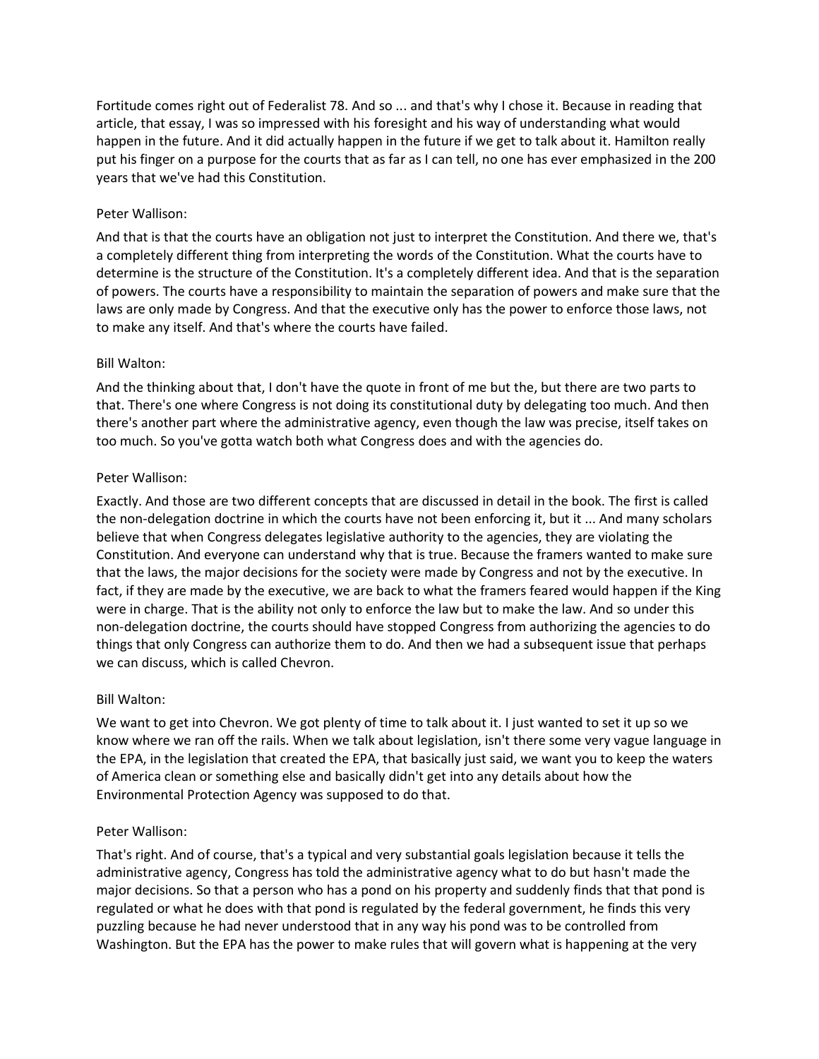Fortitude comes right out of Federalist 78. And so ... and that's why I chose it. Because in reading that article, that essay, I was so impressed with his foresight and his way of understanding what would happen in the future. And it did actually happen in the future if we get to talk about it. Hamilton really put his finger on a purpose for the courts that as far as I can tell, no one has ever emphasized in the 200 years that we've had this Constitution.

Peter Wallison:

And that is that the courts have an obligation not just to interpret the Constitution. And there we, that's a completely different thing from interpreting the words of the Constitution. What the courts have to determine is the structure of the Constitution. It's a completely different idea. And that is the separation of powers. The courts have a responsibility to maintain the separation of powers and make sure that the laws are only made by Congress. And that the executive only has the power to enforce those laws, not to make any itself. And that's where the courts have failed.

Bill Walton:

And the thinking about that, I don't have the quote in front of me but the, but there are two parts to that. There's one where Congress is not doing its constitutional duty by delegating too much. And then there's another part where the administrative agency, even though the law was precise, itself takes on too much. So you've gotta watch both what Congress does and with the agencies do.

Peter Wallison:

Exactly. And those are two different concepts that are discussed in detail in the book. The first is called the non-delegation doctrine in which the courts have not been enforcing it, but it ... And many scholars believe that when Congress delegates legislative authority to the agencies, they are violating the Constitution. And everyone can understand why that is true. Because the framers wanted to make sure that the laws, the major decisions for the society were made by Congress and not by the executive. In fact, if they are made by the executive, we are back to what the framers feared would happen if the King were in charge. That is the ability not only to enforce the law but to make the law. And so under this non-delegation doctrine, the courts should have stopped Congress from authorizing the agencies to do things that only Congress can authorize them to do. And then we had a subsequent issue that perhaps we can discuss, which is called Chevron.

Bill Walton:

We want to get into Chevron. We got plenty of time to talk about it. I just wanted to set it up so we know where we ran off the rails. When we talk about legislation, isn't there some very vague language in the EPA, in the legislation that created the EPA, that basically just said, we want you to keep the waters of America clean or something else and basically didn't get into any details about how the Environmental Protection Agency was supposed to do that.

Peter Wallison:

That's right. And of course, that's a typical and very substantial goals legislation because it tells the administrative agency, Congress has told the administrative agency what to do but hasn't made the major decisions. So that a person who has a pond on his property and suddenly finds that that pond is regulated or what he does with that pond is regulated by the federal government, he finds this very puzzling because he had never understood that in any way his pond was to be controlled from Washington. But the EPA has the power to make rules that will govern what is happening at the very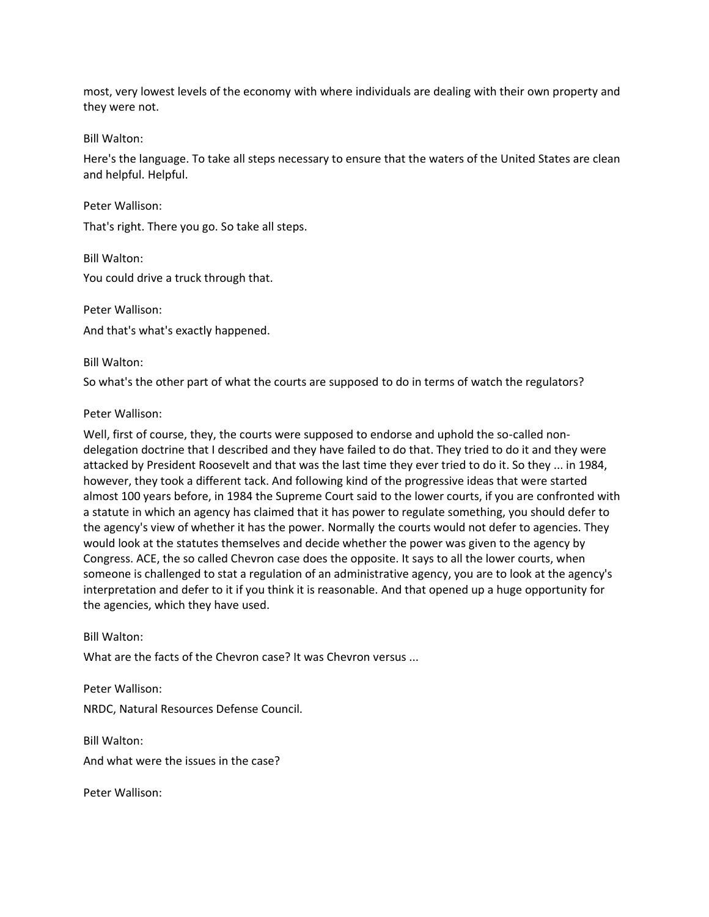most, very lowest levels of the economy with where individuals are dealing with their own property and they were not.

Bill Walton:

Here's the language. To take all steps necessary to ensure that the waters of the United States are clean and helpful. Helpful.

Peter Wallison:

That's right. There you go. So take all steps.

Bill Walton:

You could drive a truck through that.

Peter Wallison:

And that's what's exactly happened.

Bill Walton:

So what's the other part of what the courts are supposed to do in terms of watch the regulators?

Peter Wallison:

Well, first of course, they, the courts were supposed to endorse and uphold the so-called non-delegation doctrine that I described and they have failed to do that. They tried to do it and they were attacked by President Roosevelt and that was the last time they ever tried to do it. So they ... in 1984, however, they took a different tack. And following kind of the progressive ideas that were started almost 100 years before, in 1984 the Supreme Court said to the lower courts, if you are confronted with a statute in which an agency has claimed that it has power to regulate something, you should defer to the agency's view of whether it has the power. Normally the courts would not defer to agencies. They would look at the statutes themselves and decide whether the power was given to the agency by Congress. ACE, the so called Chevron case does the opposite. It says to all the lower courts, when someone is challenged to stat a regulation of an administrative agency, you are to look at the agency's interpretation and defer to it if you think it is reasonable. And that opened up a huge opportunity for the agencies, which they have used.

Bill Walton:

What are the facts of the Chevron case? It was Chevron versus ...

Peter Wallison:

NRDC, Natural Resources Defense Council.

Bill Walton:

And what were the issues in the case?

Peter Wallison: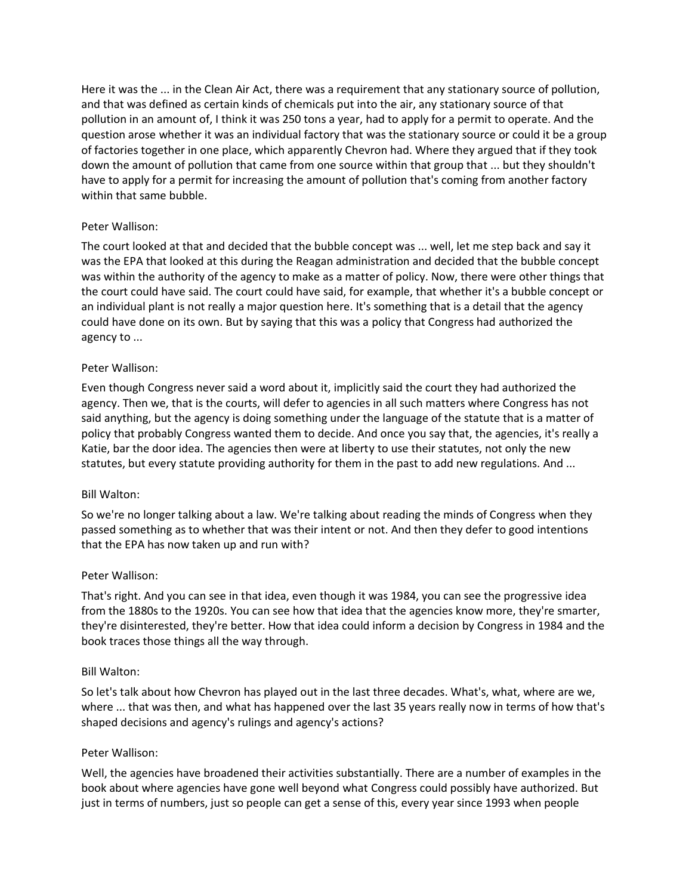Here it was the ... in the Clean Air Act, there was a requirement that any stationary source of pollution, and that was defined as certain kinds of chemicals put into the air, any stationary source of that pollution in an amount of, I think it was 250 tons a year, had to apply for a permit to operate. And the question arose whether it was an individual factory that was the stationary source or could it be a group of factories together in one place, which apparently Chevron had. Where they argued that if they took down the amount of pollution that came from one source within that group that ... but they shouldn't have to apply for a permit for increasing the amount of pollution that's coming from another factory within that same bubble.

Peter Wallison:

The court looked at that and decided that the bubble concept was ... well, let me step back and say it was the EPA that looked at this during the Reagan administration and decided that the bubble concept was within the authority of the agency to make as a matter of policy. Now, there were other things that the court could have said. The court could have said, for example, that whether it's a bubble concept or an individual plant is not really a major question here. It's something that is a detail that the agency could have done on its own. But by saying that this was a policy that Congress had authorized the agency to ...

Peter Wallison:

Even though Congress never said a word about it, implicitly said the court they had authorized the agency. Then we, that is the courts, will defer to agencies in all such matters where Congress has not said anything, but the agency is doing something under the language of the statute that is a matter of policy that probably Congress wanted them to decide. And once you say that, the agencies, it's really a Katie, bar the door idea. The agencies then were at liberty to use their statutes, not only the new statutes, but every statute providing authority for them in the past to add new regulations. And ...

Bill Walton:

So we're no longer talking about a law. We're talking about reading the minds of Congress when they passed something as to whether that was their intent or not. And then they defer to good intentions that the EPA has now taken up and run with?

Peter Wallison:

That's right. And you can see in that idea, even though it was 1984, you can see the progressive idea from the 1880s to the 1920s. You can see how that idea that the agencies know more, they're smarter, they're disinterested, they're better. How that idea could inform a decision by Congress in 1984 and the book traces those things all the way through.

Bill Walton:

So let's talk about how Chevron has played out in the last three decades. What's, what, where are we, where ... that was then, and what has happened over the last 35 years really now in terms of how that's shaped decisions and agency's rulings and agency's actions?

Peter Wallison:

Well, the agencies have broadened their activities substantially. There are a number of examples in the book about where agencies have gone well beyond what Congress could possibly have authorized. But just in terms of numbers, just so people can get a sense of this, every year since 1993 when people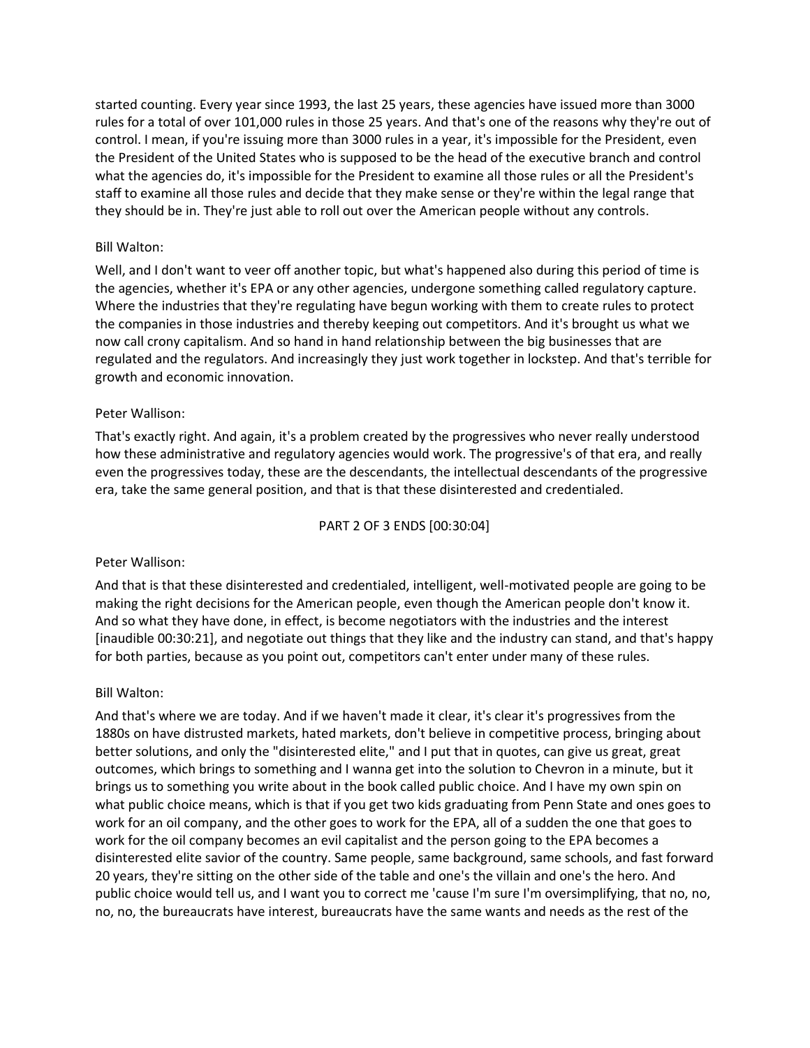started counting. Every year since 1993, the last 25 years, these agencies have issued more than 3000 rules for a total of over 101,000 rules in those 25 years. And that's one of the reasons why they're out of control. I mean, if you're issuing more than 3000 rules in a year, it's impossible for the President, even the President of the United States who is supposed to be the head of the executive branch and control what the agencies do, it's impossible for the President to examine all those rules or all the President's staff to examine all those rules and decide that they make sense or they're within the legal range that they should be in. They're just able to roll out over the American people without any controls.

Bill Walton:

Well, and I don't want to veer off another topic, but what's happened also during this period of time is the agencies, whether it's EPA or any other agencies, undergone something called regulatory capture. Where the industries that they're regulating have begun working with them to create rules to protect the companies in those industries and thereby keeping out competitors. And it's brought us what we now call crony capitalism. And so hand in hand relationship between the big businesses that are regulated and the regulators. And increasingly they just work together in lockstep. And that's terrible for growth and economic innovation.

Peter Wallison:

That's exactly right. And again, it's a problem created by the progressives who never really understood how these administrative and regulatory agencies would work. The progressive's of that era, and really even the progressives today, these are the descendants, the intellectual descendants of the progressive era, take the same general position, and that is that these disinterested and credentialed.

PART 2 OF 3 ENDS [00:30:04]

Peter Wallison:

And that is that these disinterested and credentialed, intelligent, well-motivated people are going to be making the right decisions for the American people, even though the American people don't know it. And so what they have done, in effect, is become negotiators with the industries and the interest [inaudible 00:30:21], and negotiate out things that they like and the industry can stand, and that's happy for both parties, because as you point out, competitors can't enter under many of these rules.

Bill Walton:

And that's where we are today. And if we haven't made it clear, it's clear it's progressives from the 1880s on have distrusted markets, hated markets, don't believe in competitive process, bringing about better solutions, and only the "disinterested elite," and I put that in quotes, can give us great, great outcomes, which brings to something and I wanna get into the solution to Chevron in a minute, but it brings us to something you write about in the book called public choice. And I have my own spin on what public choice means, which is that if you get two kids graduating from Penn State and ones goes to work for an oil company, and the other goes to work for the EPA, all of a sudden the one that goes to work for the oil company becomes an evil capitalist and the person going to the EPA becomes a disinterested elite savior of the country. Same people, same background, same schools, and fast forward 20 years, they're sitting on the other side of the table and one's the villain and one's the hero. And public choice would tell us, and I want you to correct me 'cause I'm sure I'm oversimplifying, that no, no, no, no, the bureaucrats have interest, bureaucrats have the same wants and needs as the rest of the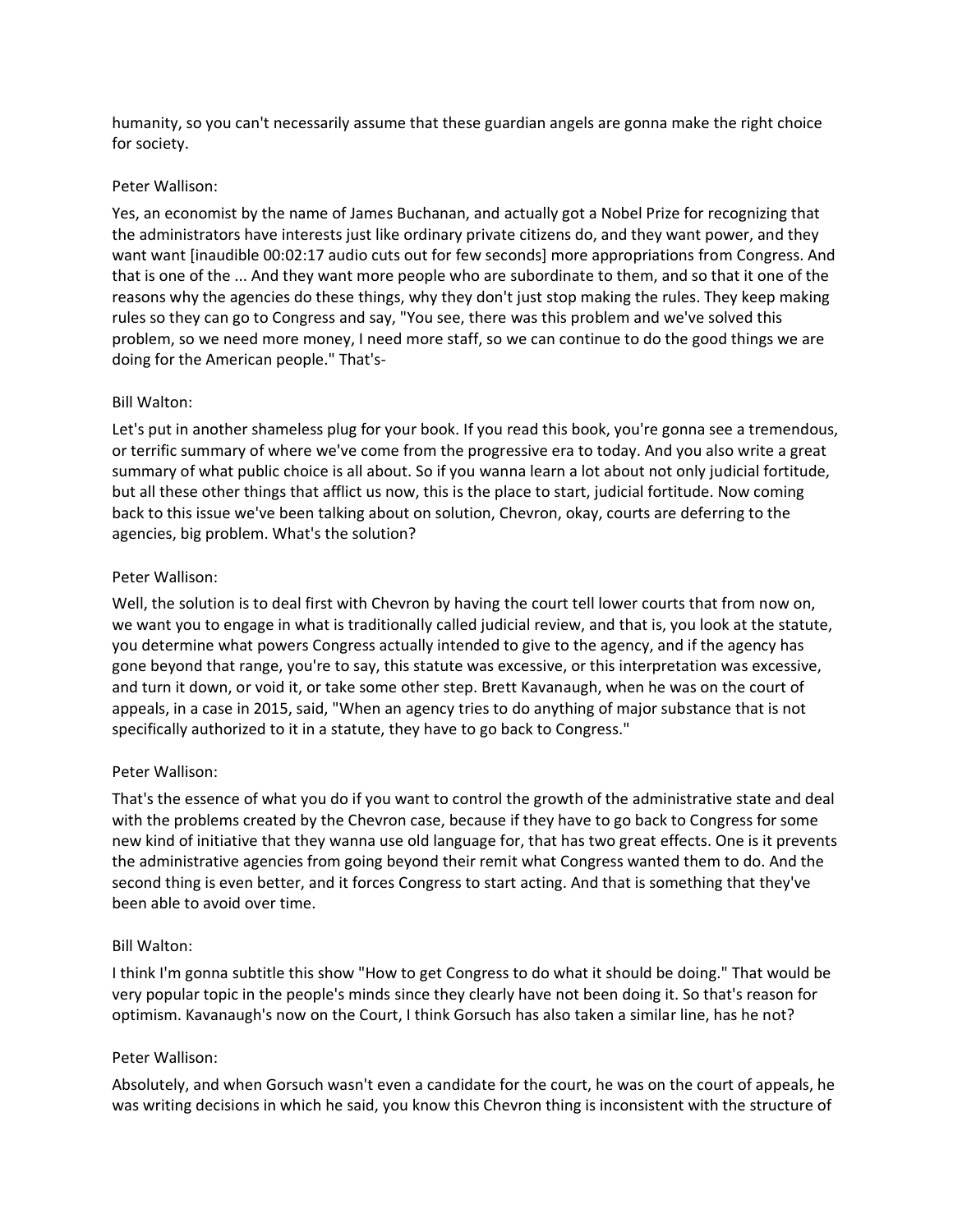humanity, so you can't necessarily assume that these guardian angels are gonna make the right choice for society.

Peter Wallison:

Yes, an economist by the name of James Buchanan, and actually got a Nobel Prize for recognizing that the administrators have interests just like ordinary private citizens do, and they want power, and they want want [inaudible 00:02:17 audio cuts out for few seconds] more appropriations from Congress. And that is one of the ... And they want more people who are subordinate to them, and so that it one of the reasons why the agencies do these things, why they don't just stop making the rules. They keep making rules so they can go to Congress and say, "You see, there was this problem and we've solved this problem, so we need more money, I need more staff, so we can continue to do the good things we are doing for the American people." That's-

Bill Walton:

Let's put in another shameless plug for your book. If you read this book, you're gonna see a tremendous, or terrific summary of where we've come from the progressive era to today. And you also write a great summary of what public choice is all about. So if you wanna learn a lot about not only judicial fortitude, but all these other things that afflict us now, this is the place to start, judicial fortitude. Now coming back to this issue we've been talking about on solution, Chevron, okay, courts are deferring to the agencies, big problem. What's the solution?

Peter Wallison:

Well, the solution is to deal first with Chevron by having the court tell lower courts that from now on, we want you to engage in what is traditionally called judicial review, and that is, you look at the statute, you determine what powers Congress actually intended to give to the agency, and if the agency has gone beyond that range, you're to say, this statute was excessive, or this interpretation was excessive, and turn it down, or void it, or take some other step. Brett Kavanaugh, when he was on the court of appeals, in a case in 2015, said, "When an agency tries to do anything of major substance that is not specifically authorized to it in a statute, they have to go back to Congress."

Peter Wallison:

That's the essence of what you do if you want to control the growth of the administrative state and deal with the problems created by the Chevron case, because if they have to go back to Congress for some new kind of initiative that they wanna use old language for, that has two great effects. One is it prevents the administrative agencies from going beyond their remit what Congress wanted them to do. And the second thing is even better, and it forces Congress to start acting. And that is something that they've been able to avoid over time.

Bill Walton:

I think I'm gonna subtitle this show "How to get Congress to do what it should be doing." That would be very popular topic in the people's minds since they clearly have not been doing it. So that's reason for optimism. Kavanaugh's now on the Court, I think Gorsuch has also taken a similar line, has he not?

Peter Wallison:

Absolutely, and when Gorsuch wasn't even a candidate for the court, he was on the court of appeals, he was writing decisions in which he said, you know this Chevron thing is inconsistent with the structure of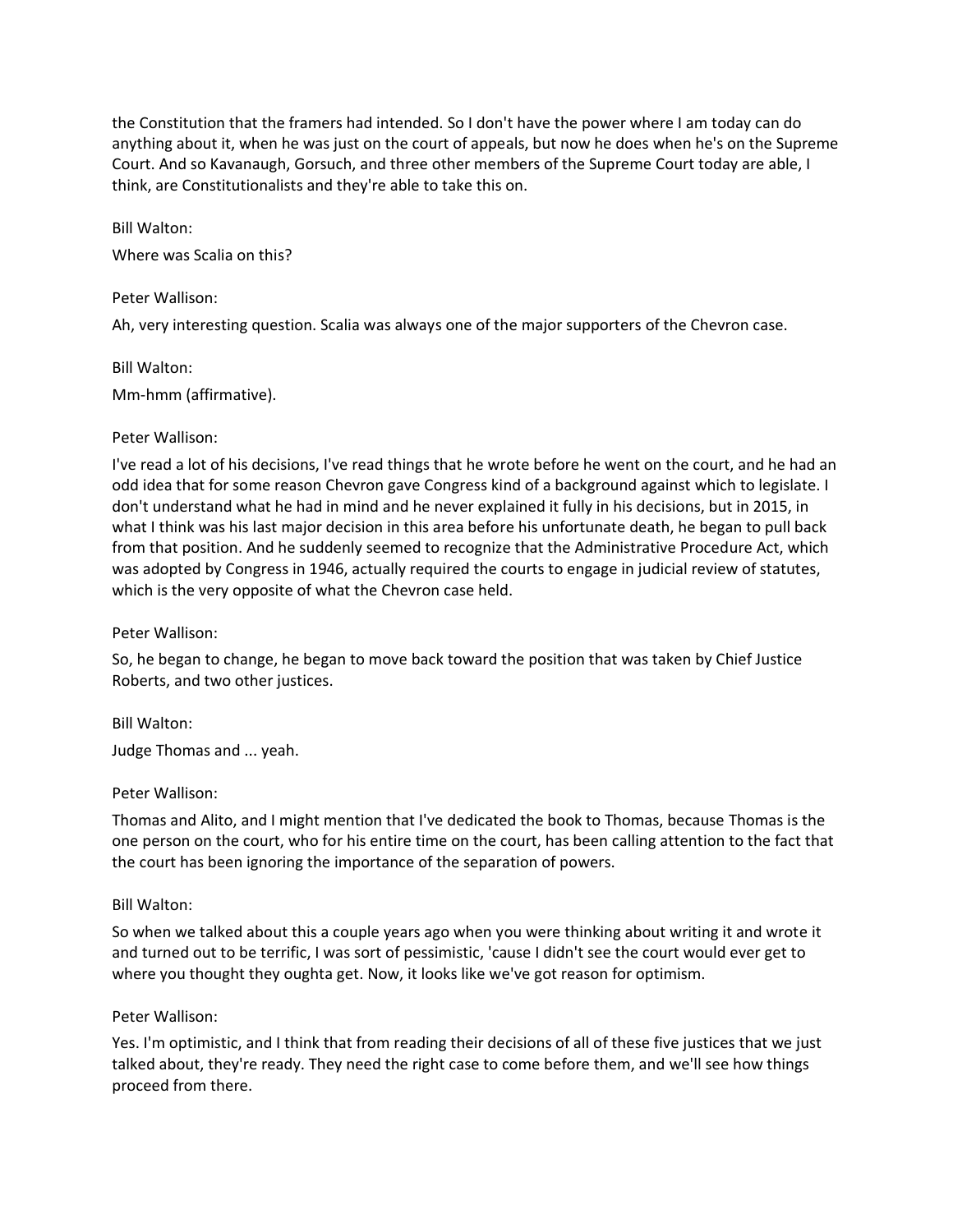the Constitution that the framers had intended. So I don't have the power where I am today can do anything about it, when he was just on the court of appeals, but now he does when he's on the Supreme Court. And so Kavanaugh, Gorsuch, and three other members of the Supreme Court today are able, I think, are Constitutionalists and they're able to take this on.

Bill Walton:

Where was Scalia on this?

Peter Wallison:

Ah, very interesting question. Scalia was always one of the major supporters of the Chevron case.

Bill Walton:

Mm-hmm (affirmative).

Peter Wallison:

I've read a lot of his decisions, I've read things that he wrote before he went on the court, and he had an odd idea that for some reason Chevron gave Congress kind of a background against which to legislate. I don't understand what he had in mind and he never explained it fully in his decisions, but in 2015, in what I think was his last major decision in this area before his unfortunate death, he began to pull back from that position. And he suddenly seemed to recognize that the Administrative Procedure Act, which was adopted by Congress in 1946, actually required the courts to engage in judicial review of statutes, which is the very opposite of what the Chevron case held.

Peter Wallison:

So, he began to change, he began to move back toward the position that was taken by Chief Justice Roberts, and two other justices.

Bill Walton:

Judge Thomas and ... yeah.

Peter Wallison:

Thomas and Alito, and I might mention that I've dedicated the book to Thomas, because Thomas is the one person on the court, who for his entire time on the court, has been calling attention to the fact that the court has been ignoring the importance of the separation of powers.

Bill Walton:

So when we talked about this a couple years ago when you were thinking about writing it and wrote it and turned out to be terrific, I was sort of pessimistic, 'cause I didn't see the court would ever get to where you thought they oughta get. Now, it looks like we've got reason for optimism.

Peter Wallison:

Yes. I'm optimistic, and I think that from reading their decisions of all of these five justices that we just talked about, they're ready. They need the right case to come before them, and we'll see how things proceed from there.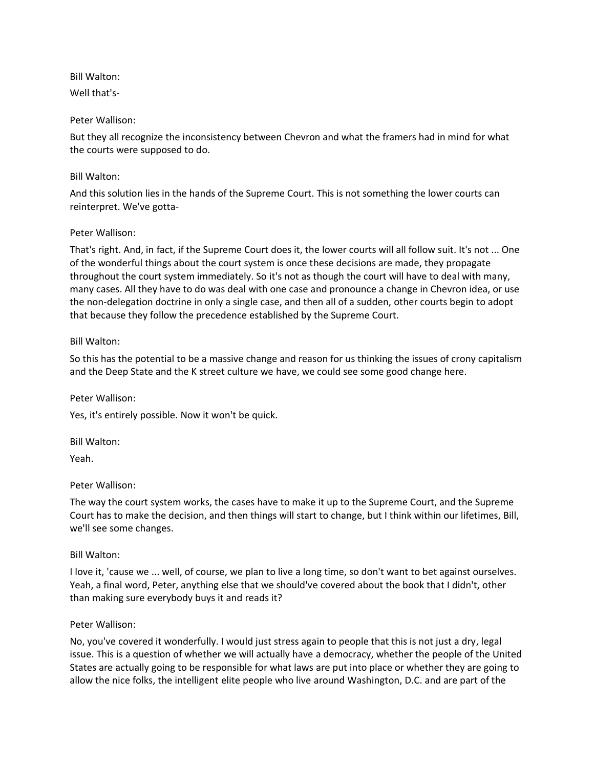Bill Walton:

Well that's-

Peter Wallison:

But they all recognize the inconsistency between Chevron and what the framers had in mind for what the courts were supposed to do.

Bill Walton:

And this solution lies in the hands of the Supreme Court. This is not something the lower courts can reinterpret. We've gotta-

Peter Wallison:

That's right. And, in fact, if the Supreme Court does it, the lower courts will all follow suit. It's not ... One of the wonderful things about the court system is once these decisions are made, they propagate throughout the court system immediately. So it's not as though the court will have to deal with many, many cases. All they have to do was deal with one case and pronounce a change in Chevron idea, or use the non-delegation doctrine in only a single case, and then all of a sudden, other courts begin to adopt that because they follow the precedence established by the Supreme Court.

Bill Walton:

So this has the potential to be a massive change and reason for us thinking the issues of crony capitalism and the Deep State and the K street culture we have, we could see some good change here.

Peter Wallison:

Yes, it's entirely possible. Now it won't be quick.

Bill Walton:

Yeah.

Peter Wallison:

The way the court system works, the cases have to make it up to the Supreme Court, and the Supreme Court has to make the decision, and then things will start to change, but I think within our lifetimes, Bill, we'll see some changes.

Bill Walton:

I love it, 'cause we ... well, of course, we plan to live a long time, so don't want to bet against ourselves. Yeah, a final word, Peter, anything else that we should've covered about the book that I didn't, other than making sure everybody buys it and reads it?

Peter Wallison:

No, you've covered it wonderfully. I would just stress again to people that this is not just a dry, legal issue. This is a question of whether we will actually have a democracy, whether the people of the United States are actually going to be responsible for what laws are put into place or whether they are going to allow the nice folks, the intelligent elite people who live around Washington, D.C. and are part of the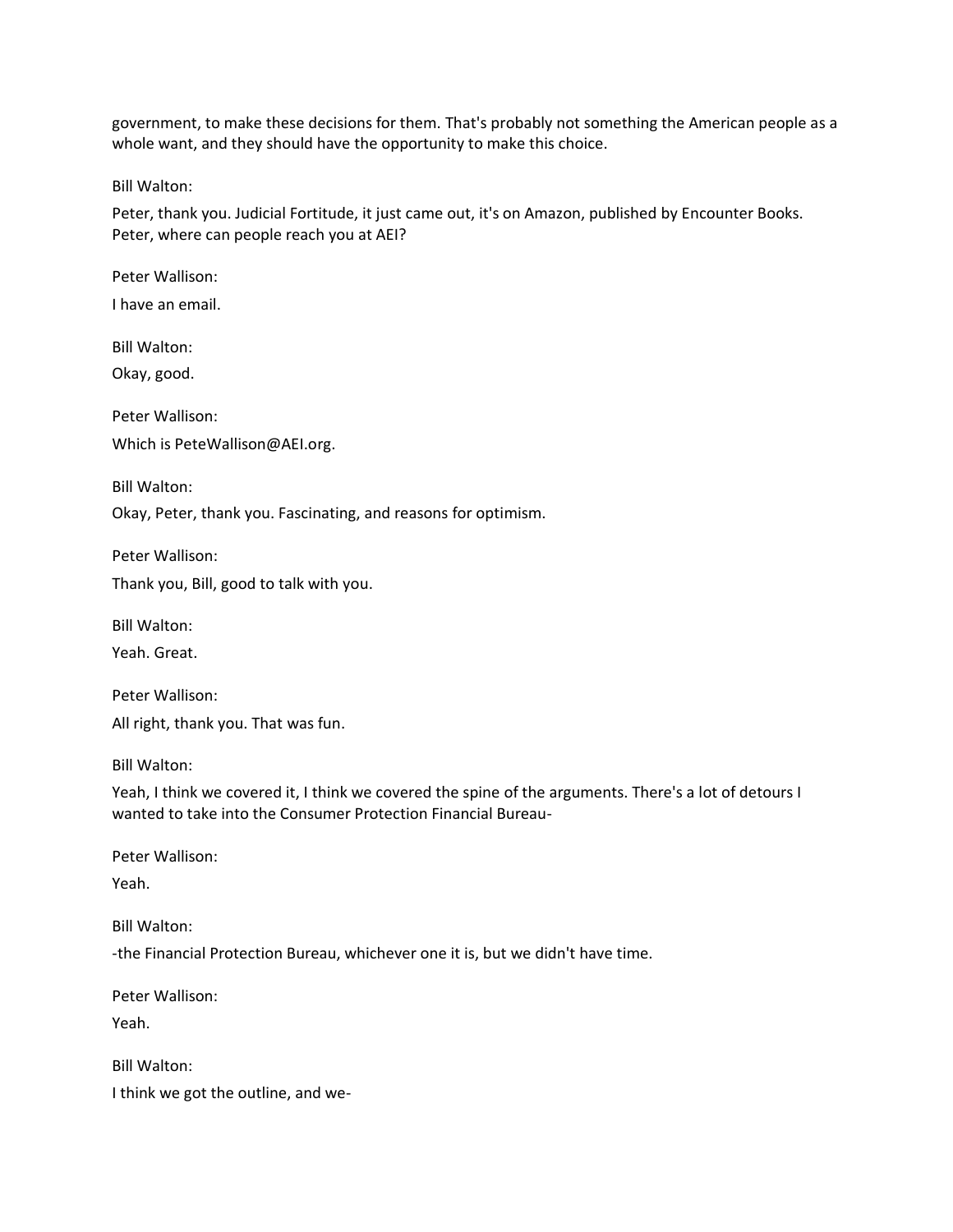government, to make these decisions for them. That's probably not something the American people as a whole want, and they should have the opportunity to make this choice.

Bill Walton:

Peter, thank you. Judicial Fortitude, it just came out, it's on Amazon, published by Encounter Books. Peter, where can people reach you at AEI?

Peter Wallison:

I have an email.

Bill Walton:

Okay, good.

Peter Wallison:

Which is PeteWallison@AEI.org.

Bill Walton:

Okay, Peter, thank you. Fascinating, and reasons for optimism.

Peter Wallison:

Thank you, Bill, good to talk with you.

Bill Walton:

Yeah. Great.

Peter Wallison:

All right, thank you. That was fun.

Bill Walton:

Yeah, I think we covered it, I think we covered the spine of the arguments. There's a lot of detours I wanted to take into the Consumer Protection Financial Bureau-

Peter Wallison:

Yeah.

Bill Walton:

-the Financial Protection Bureau, whichever one it is, but we didn't have time.

Peter Wallison:

Yeah.

Bill Walton:

I think we got the outline, and we-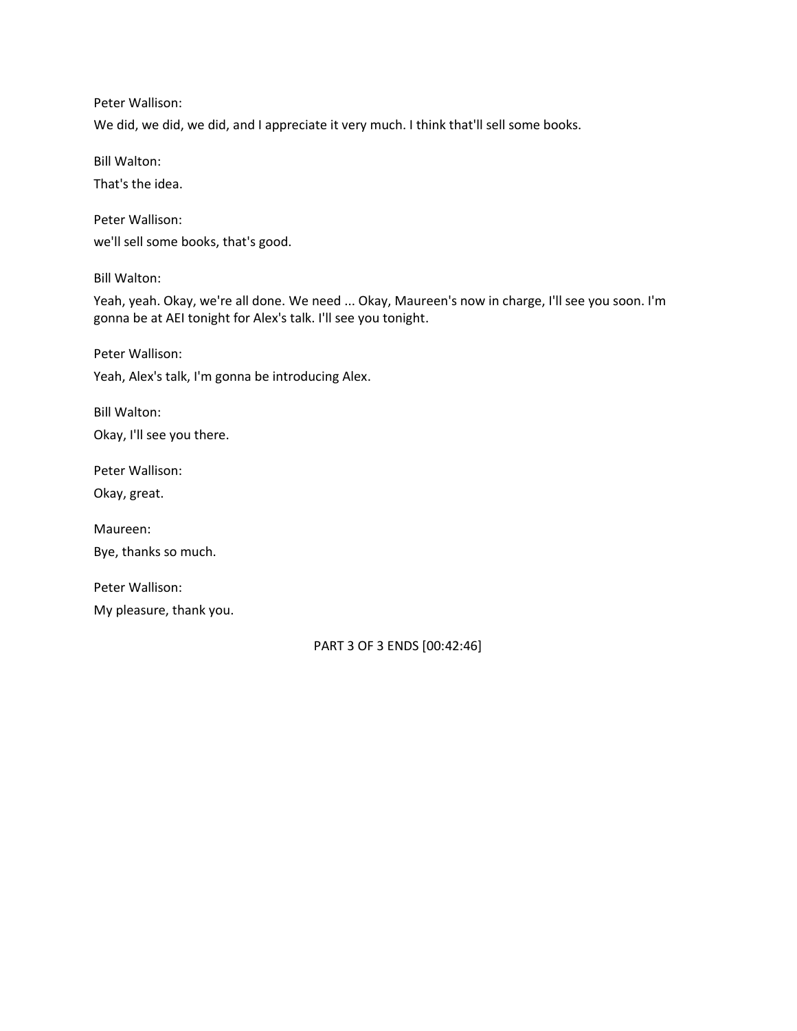Peter Wallison:

We did, we did, we did, and I appreciate it very much. I think that'll sell some books.

Bill Walton:

That's the idea.

Peter Wallison:

we'll sell some books, that's good.

Bill Walton:

Yeah, yeah. Okay, we're all done. We need ... Okay, Maureen's now in charge, I'll see you soon. I'm gonna be at AEI tonight for Alex's talk. I'll see you tonight.

Peter Wallison:

Yeah, Alex's talk, I'm gonna be introducing Alex.

Bill Walton:

Okay, I'll see you there.

Peter Wallison:

Okay, great.

Maureen:

Bye, thanks so much.

Peter Wallison:

My pleasure, thank you.

PART 3 OF 3 ENDS [00:42:46]